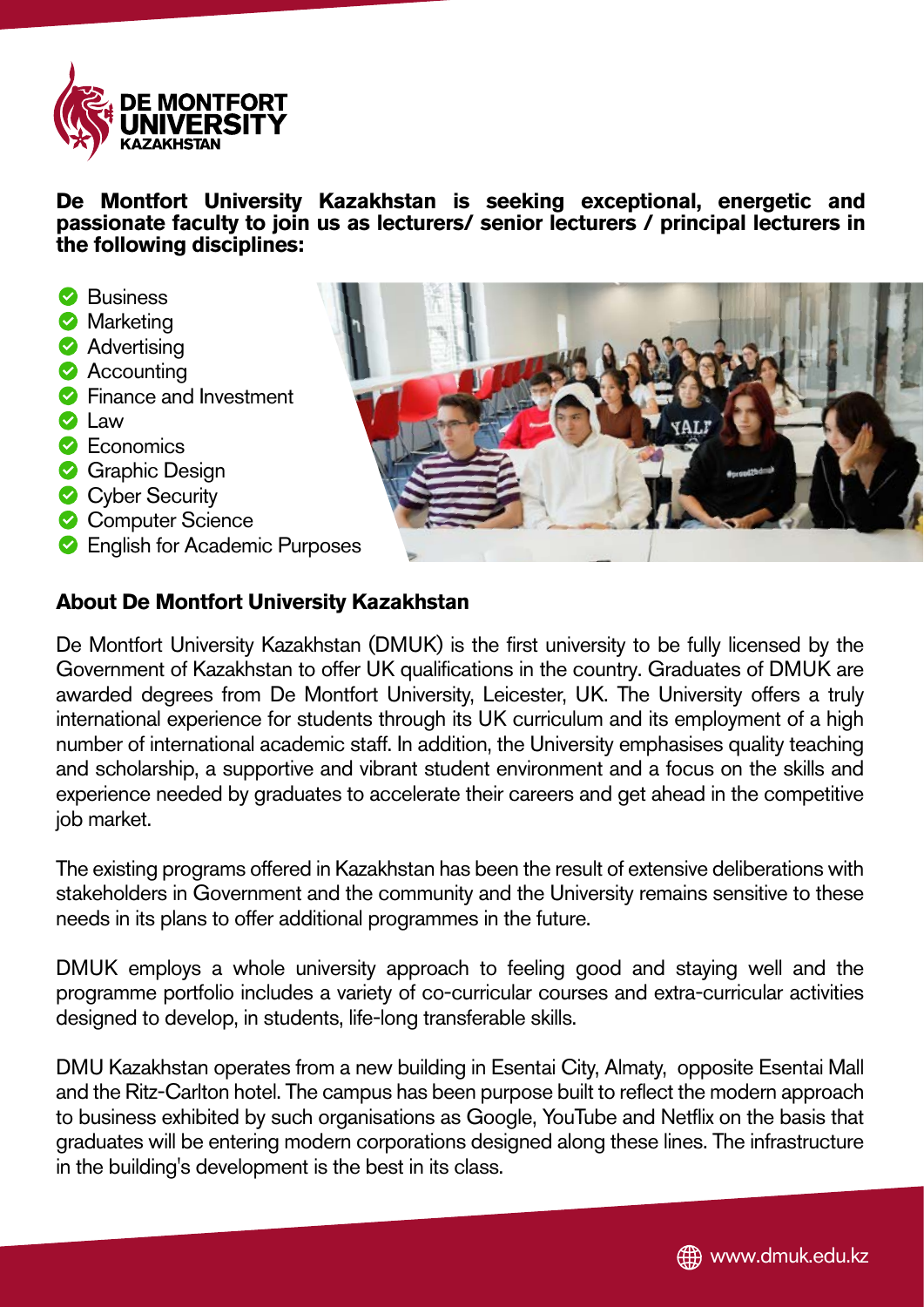**De Montfort University Kazakhstan is seeking exceptional, energetic and passionate faculty to join us as lecturers/ senior lecturers / principal lecturers in the following disciplines:**

- Business
- Marketing
- Advertising
- Accounting
- Finance and Investment
- Law
- Economics
- Graphic Design
- Cyber Security
- Computer Science
- English for Academic Purposes

## About De Montfort University Kazakhstan

De Montfort University Kazakhstan (DMUK) is the first university to be fully licensed by the Government of Kazakhstan to offer UK qualifications in the country. Graduates of DMUK are awarded degrees from De Montfort University, Leicester, UK. The University offers a truly international experience for students through its UK curriculum and its employment of a high number of international academic staff. In addition, the University emphasises quality teaching and scholarship, a supportive and vibrant student environment and a focus on the skills and experience needed by graduates to accelerate their careers and get ahead in the competitive job market.

The existing programs offered in Kazakhstan has been the result of extensive deliberations with stakeholders in Government and the community and the University remains sensitive to these needs in its plans to offer additional programmes in the future.

DMUK employs a whole university approach to feeling good and staying well and the programme portfolio includes a variety of co-curricular courses and extra-curricular activities designed to develop, in students, life-long transferable skills.

DMU Kazakhstan operates from a new building in Esentai City, Almaty, opposite Esentai Mall and the Ritz-Carlton hotel. The campus has been purpose built to reflect the modern approach to business exhibited by such organisations as Google, YouTube and Netflix on the basis that graduates will be entering modern corporations designed along these lines. The infrastructure in the building's development is the best in its class.

www.dmuk.edu.kz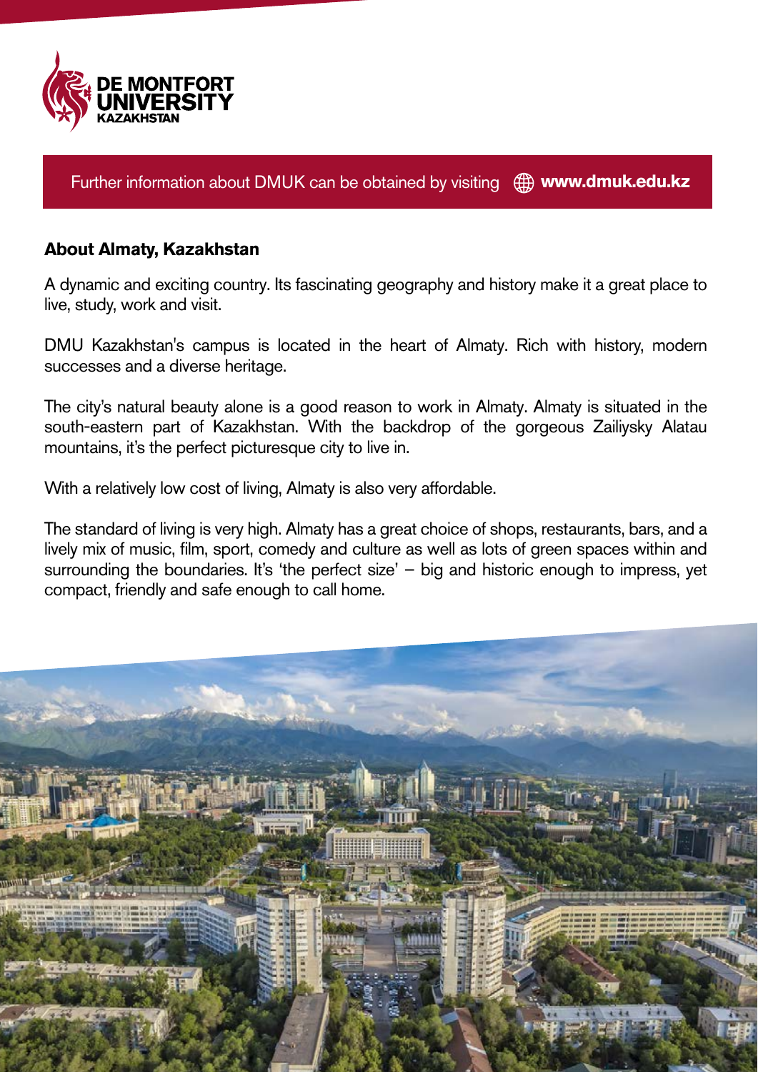DE MONTFORT UNIVERSITY KAZAKHSTAN

Further information about DMUK can be obtained by visiting **www.dmuk.edu.kz**

## About Almaty, Kazakhstan

A dynamic and exciting country. Its fascinating geography and history make it a great place to live, study, work and visit.

DMU Kazakhstan's campus is located in the heart of Almaty. Rich with history, modern successes and a diverse heritage.

The city's natural beauty alone is a good reason to work in Almaty. Almaty is situated in the south-eastern part of Kazakhstan. With the backdrop of the gorgeous Zailiysky Alatau mountains, it's the perfect picturesque city to live in.

With a relatively low cost of living, Almaty is also very affordable.

The standard of living is very high. Almaty has a great choice of shops, restaurants, bars, and a lively mix of music, film, sport, comedy and culture as well as lots of green spaces within and surrounding the boundaries. It's 'the perfect size' – big and historic enough to impress, yet compact, friendly and safe enough to call home.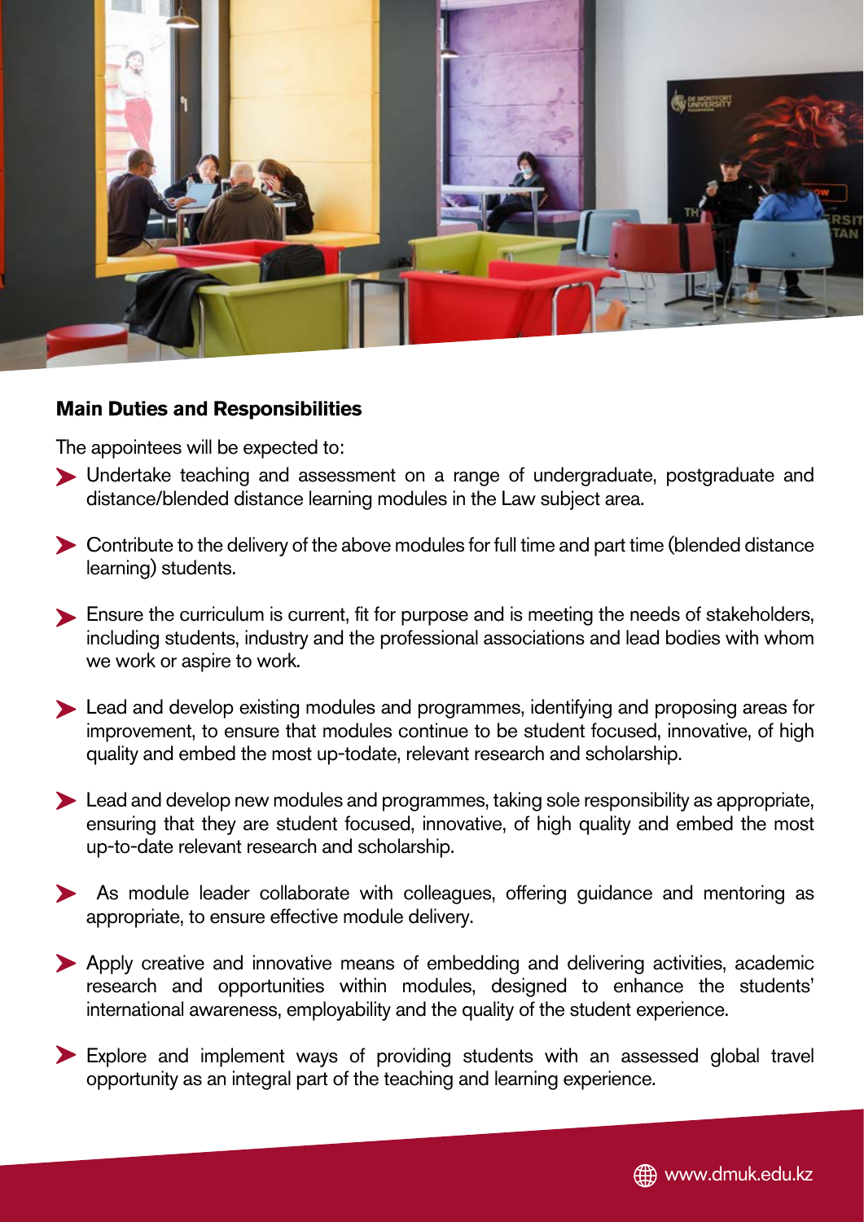## Main Duties and Responsibilities

The appointees will be expected to:

- Undertake teaching and assessment on a range of undergraduate, postgraduate and distance/blended distance learning modules in the Law subject area.
- Contribute to the delivery of the above modules for full time and part time (blended distance learning) students.
- Ensure the curriculum is current, fit for purpose and is meeting the needs of stakeholders, including students, industry and the professional associations and lead bodies with whom we work or aspire to work.
- Lead and develop existing modules and programmes, identifying and proposing areas for improvement, to ensure that modules continue to be student focused, innovative, of high quality and embed the most up-todate, relevant research and scholarship.
- Lead and develop new modules and programmes, taking sole responsibility as appropriate, ensuring that they are student focused, innovative, of high quality and embed the most up-to-date relevant research and scholarship.
- As module leader collaborate with colleagues, offering guidance and mentoring as appropriate, to ensure effective module delivery.
- Apply creative and innovative means of embedding and delivering activities, academic research and opportunities within modules, designed to enhance the students' international awareness, employability and the quality of the student experience.
- Explore and implement ways of providing students with an assessed global travel opportunity as an integral part of the teaching and learning experience.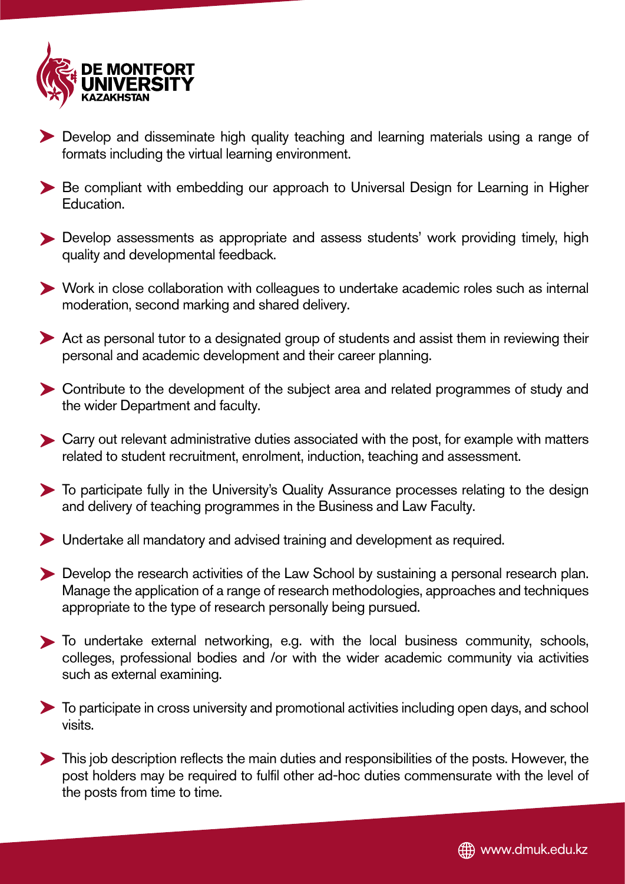- Develop and disseminate high quality teaching and learning materials using a range of formats including the virtual learning environment.
- Be compliant with embedding our approach to Universal Design for Learning in Higher Education.
- Develop assessments as appropriate and assess students' work providing timely, high quality and developmental feedback.
- Work in close collaboration with colleagues to undertake academic roles such as internal moderation, second marking and shared delivery.
- Act as personal tutor to a designated group of students and assist them in reviewing their personal and academic development and their career planning.
- Contribute to the development of the subject area and related programmes of study and the wider Department and faculty.
- Carry out relevant administrative duties associated with the post, for example with matters related to student recruitment, enrolment, induction, teaching and assessment.
- To participate fully in the University's Quality Assurance processes relating to the design and delivery of teaching programmes in the Business and Law Faculty.
- Undertake all mandatory and advised training and development as required.
- Develop the research activities of the Law School by sustaining a personal research plan. Manage the application of a range of research methodologies, approaches and techniques appropriate to the type of research personally being pursued.
- To undertake external networking, e.g. with the local business community, schools, colleges, professional bodies and /or with the wider academic community via activities such as external examining.
- To participate in cross university and promotional activities including open days, and school visits.
- This job description reflects the main duties and responsibilities of the posts. However, the post holders may be required to fulfil other ad-hoc duties commensurate with the level of the posts from time to time.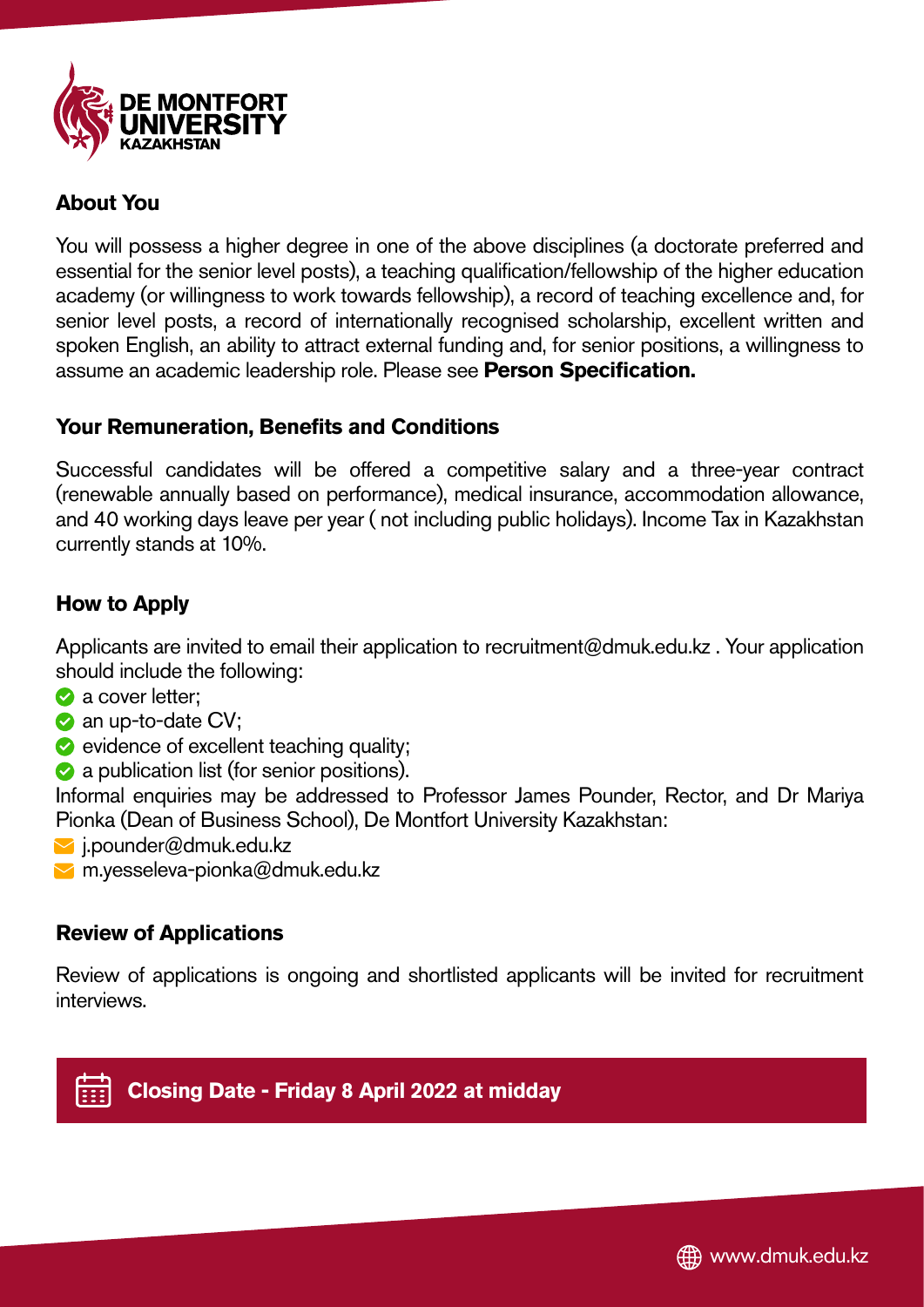## About You

You will possess a higher degree in one of the above disciplines (a doctorate preferred and essential for the senior level posts), a teaching qualification/fellowship of the higher education academy (or willingness to work towards fellowship), a record of teaching excellence and, for senior level posts, a record of internationally recognised scholarship, excellent written and spoken English, an ability to attract external funding and, for senior positions, a willingness to assume an academic leadership role. Please see **Person Specification.**

## Your Remuneration, Benefits and Conditions

Successful candidates will be offered a competitive salary and a three-year contract (renewable annually based on performance), medical insurance, accommodation allowance, and 40 working days leave per year ( not including public holidays). Income Tax in Kazakhstan currently stands at 10%.

## How to Apply

Applicants are invited to email their application to recruitment@dmuk.edu.kz . Your application should include the following:

- a cover letter;
- an up-to-date CV;
- evidence of excellent teaching quality;
- a publication list (for senior positions).

Informal enquiries may be addressed to Professor James Pounder, Rector, and Dr Mariya Pionka (Dean of Business School), De Montfort University Kazakhstan:

- j.pounder@dmuk.edu.kz
- m.yesseleva-pionka@dmuk.edu.kz

## Review of Applications

Review of applications is ongoing and shortlisted applicants will be invited for recruitment interviews.

**Closing Date - Friday 8 April 2022 at midday**

www.dmuk.edu.kz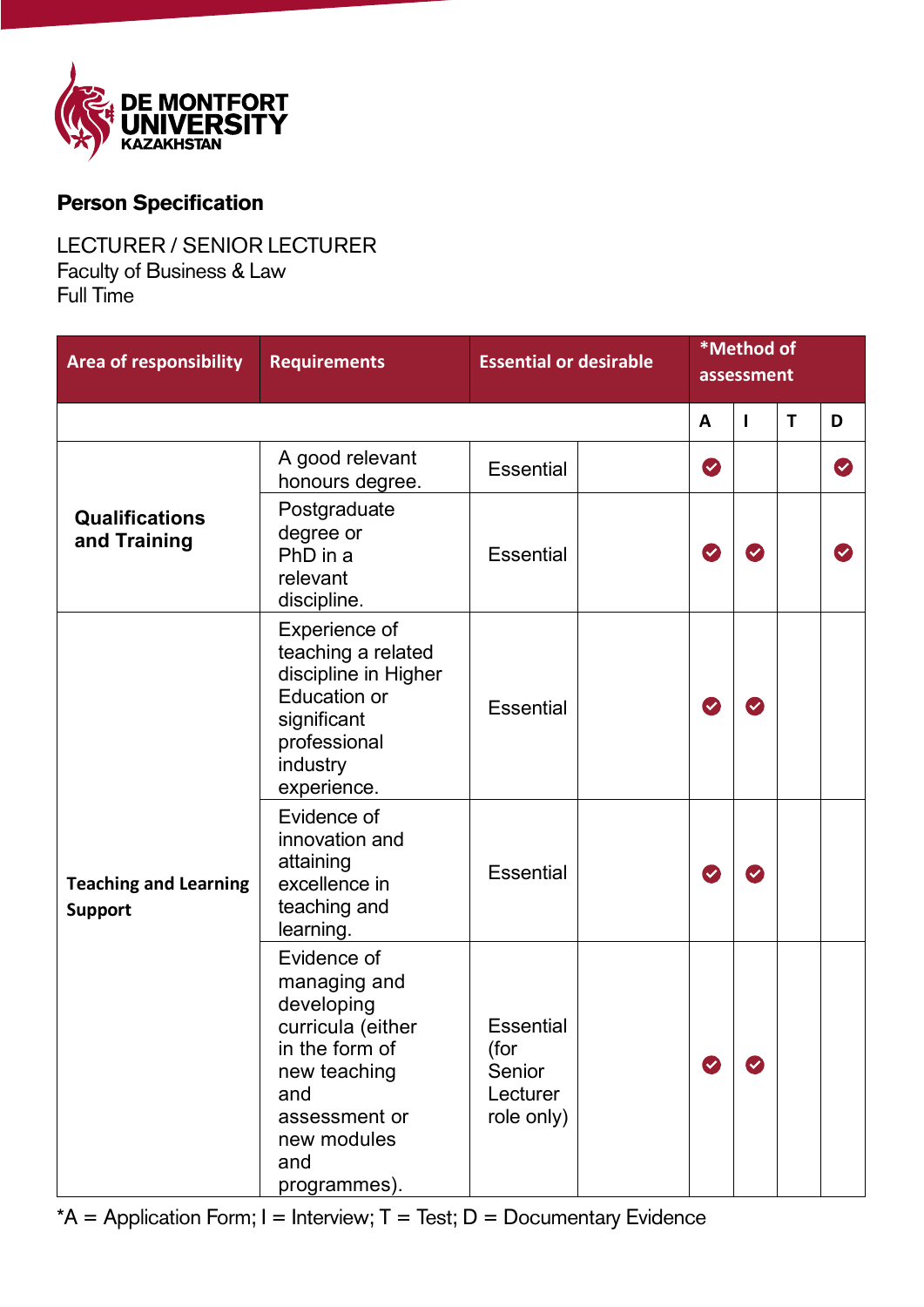**DE MONTFORT UNIVERSITY KAZAKHSTAN**

## Person Specification

LECTURER / SENIOR LECTURER
Faculty of Business & Law
Full Time

| Area of responsibility | Requirements | Essential or desirable | *Method of assessment | | | |
|---|---|---|---|---|---|---|
| | | | A | I | T | D |
| **Qualifications and Training** | A good relevant honours degree. | Essential | ✔ | | | ✔ |
| | Postgraduate degree or PhD in a relevant discipline. | Essential | ✔ | ✔ | | ✔ |
| **Teaching and Learning Support** | Experience of teaching a related discipline in Higher Education or significant professional industry experience. | Essential | ✔ | ✔ | | |
| | Evidence of innovation and attaining excellence in teaching and learning. | Essential | ✔ | ✔ | | |
| | Evidence of managing and developing curricula (either in the form of new teaching and assessment or new modules and programmes). | Essential (for Senior Lecturer role only) | ✔ | ✔ | | |

*A = Application Form; I = Interview; T = Test; D = Documentary Evidence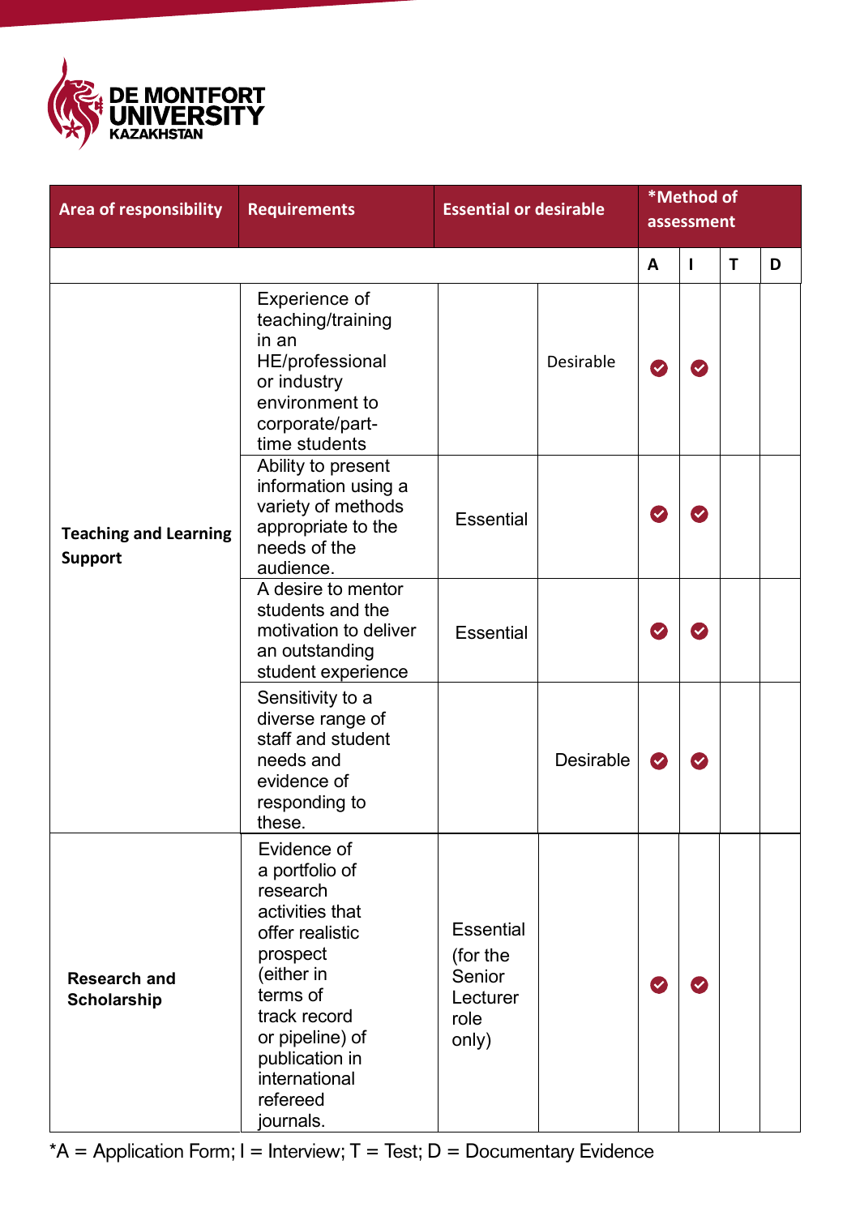| Area of responsibility | Requirements | Essential or desirable | | *Method of assessment | | | |
|---|---|---|---|---|---|---|---|
| | | | | A | I | T | D |
| Teaching and Learning Support | Experience of teaching/training in an HE/professional or industry environment to corporate/part-time students | | Desirable | ✔ | ✔ | | |
| | Ability to present information using a variety of methods appropriate to the needs of the audience. | Essential | | ✔ | ✔ | | |
| | A desire to mentor students and the motivation to deliver an outstanding student experience | Essential | | ✔ | ✔ | | |
| | Sensitivity to a diverse range of staff and student needs and evidence of responding to these. | | Desirable | ✔ | ✔ | | |
| Research and Scholarship | Evidence of a portfolio of research activities that offer realistic prospect (either in terms of track record or pipeline) of publication in international refereed journals. | Essential (for the Senior Lecturer role only) | | ✔ | ✔ | | |

*A = Application Form; I = Interview; T = Test; D = Documentary Evidence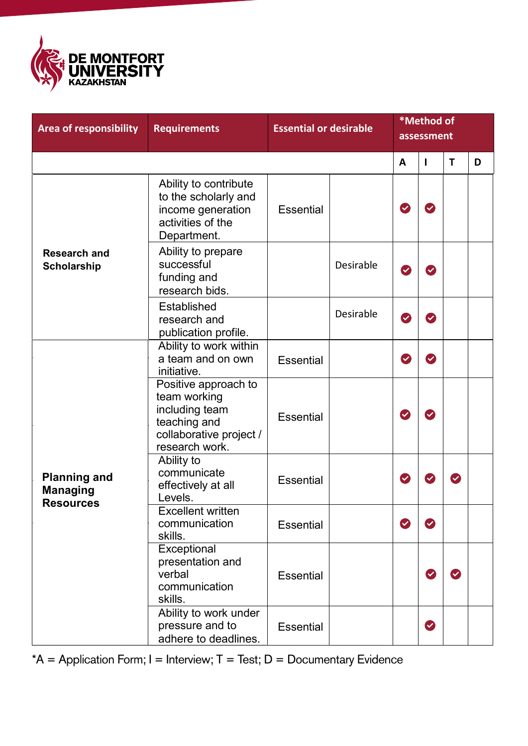| Area of responsibility | Requirements | Essential or desirable | | *Method of assessment | | | |
|---|---|---|---|---|---|---|---|
| | | | | A | I | T | D |
| **Research and Scholarship** | Ability to contribute to the scholarly and income generation activities of the Department. | Essential | | ✔ | ✔ | | |
| | Ability to prepare successful funding and research bids. | | Desirable | ✔ | ✔ | | |
| | Established research and publication profile. | | Desirable | ✔ | ✔ | | |
| **Planning and Managing Resources** | Ability to work within a team and on own initiative. | Essential | | ✔ | ✔ | | |
| | Positive approach to team working including team teaching and collaborative project / research work. | Essential | | ✔ | ✔ | | |
| | Ability to communicate effectively at all Levels. | Essential | | ✔ | ✔ | ✔ | |
| | Excellent written communication skills. | Essential | | ✔ | ✔ | | |
| | Exceptional presentation and verbal communication skills. | Essential | | | ✔ | ✔ | |
| | Ability to work under pressure and to adhere to deadlines. | Essential | | | ✔ | | |

*A = Application Form; I = Interview; T = Test; D = Documentary Evidence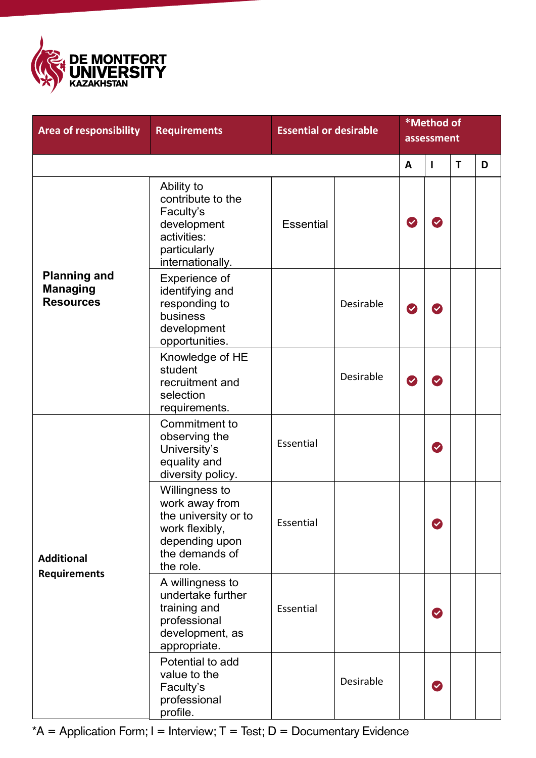| Area of responsibility | Requirements | Essential or desirable | | *Method of assessment | | | |
|---|---|---|---|---|---|---|---|
| | | | | A | I | T | D |
| **Planning and Managing Resources** | Ability to contribute to the Faculty's development activities: particularly internationally. | Essential | | ✔ | ✔ | | |
| | Experience of identifying and responding to business development opportunities. | | Desirable | ✔ | ✔ | | |
| | Knowledge of HE student recruitment and selection requirements. | | Desirable | ✔ | ✔ | | |
| **Additional Requirements** | Commitment to observing the University's equality and diversity policy. | Essential | | | ✔ | | |
| | Willingness to work away from the university or to work flexibly, depending upon the demands of the role. | Essential | | | ✔ | | |
| | A willingness to undertake further training and professional development, as appropriate. | Essential | | | ✔ | | |
| | Potential to add value to the Faculty's professional profile. | | Desirable | | ✔ | | |

*A = Application Form; I = Interview; T = Test; D = Documentary Evidence